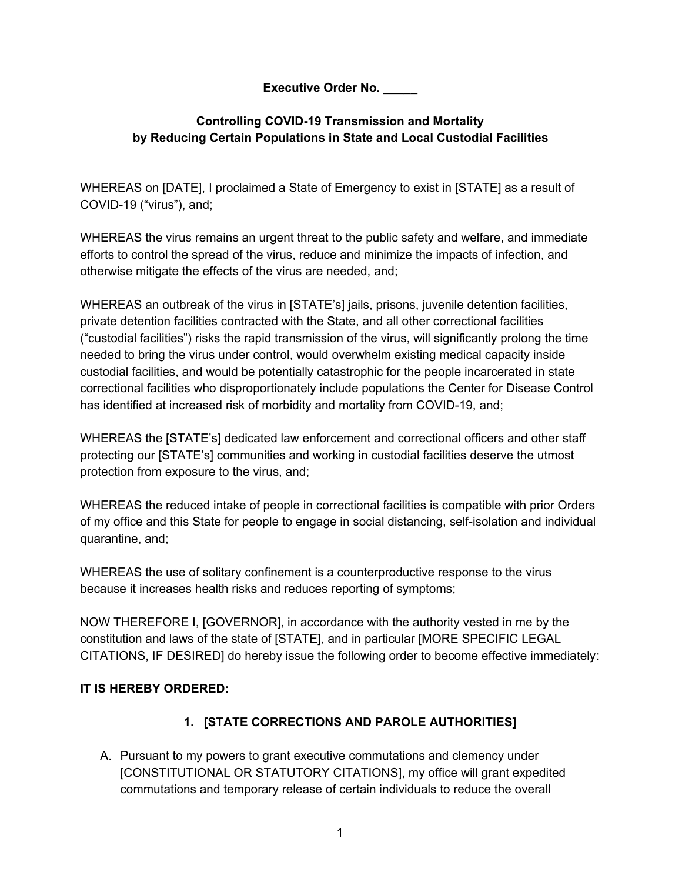**Executive Order No. _____**

**Controlling COVID-19 Transmission and Mortality by Reducing Certain Populations in State and Local Custodial Facilities**

WHEREAS on [DATE], I proclaimed a State of Emergency to exist in [STATE] as a result of COVID-19 ("virus"), and;

WHEREAS the virus remains an urgent threat to the public safety and welfare, and immediate efforts to control the spread of the virus, reduce and minimize the impacts of infection, and otherwise mitigate the effects of the virus are needed, and;

WHEREAS an outbreak of the virus in [STATE's] jails, prisons, juvenile detention facilities, private detention facilities contracted with the State, and all other correctional facilities ("custodial facilities") risks the rapid transmission of the virus, will significantly prolong the time needed to bring the virus under control, would overwhelm existing medical capacity inside custodial facilities, and would be potentially catastrophic for the people incarcerated in state correctional facilities who disproportionately include populations the Center for Disease Control has identified at increased risk of morbidity and mortality from COVID-19, and;

WHEREAS the [STATE's] dedicated law enforcement and correctional officers and other staff protecting our [STATE's] communities and working in custodial facilities deserve the utmost protection from exposure to the virus, and;

WHEREAS the reduced intake of people in correctional facilities is compatible with prior Orders of my office and this State for people to engage in social distancing, self-isolation and individual quarantine, and;

WHEREAS the use of solitary confinement is a counterproductive response to the virus because it increases health risks and reduces reporting of symptoms;

NOW THEREFORE I, [GOVERNOR], in accordance with the authority vested in me by the constitution and laws of the state of [STATE], and in particular [MORE SPECIFIC LEGAL CITATIONS, IF DESIRED] do hereby issue the following order to become effective immediately:

**IT IS HEREBY ORDERED:**

**1. [STATE CORRECTIONS AND PAROLE AUTHORITIES]**

A. Pursuant to my powers to grant executive commutations and clemency under [CONSTITUTIONAL OR STATUTORY CITATIONS], my office will grant expedited commutations and temporary release of certain individuals to reduce the overall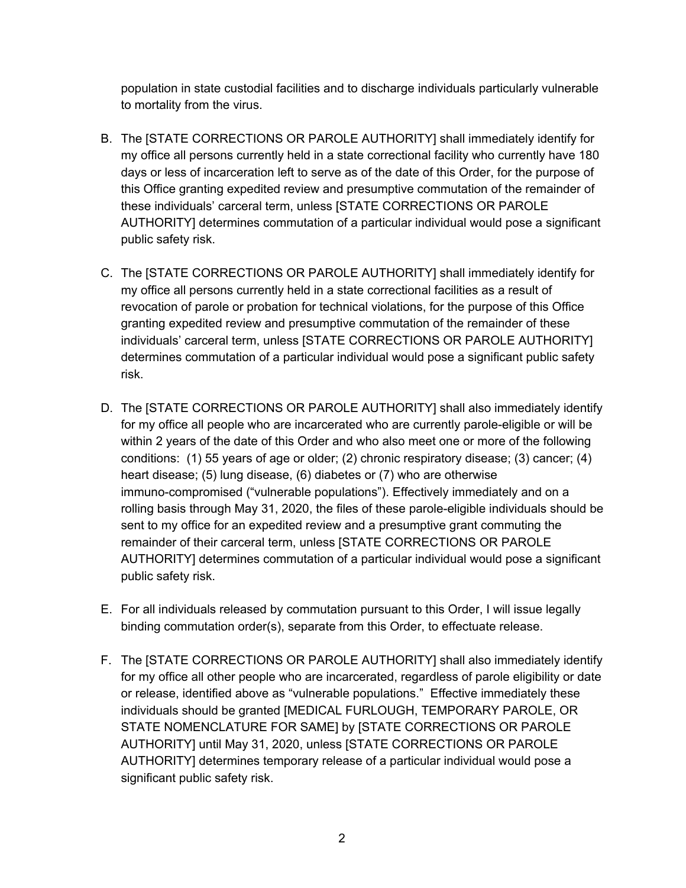population in state custodial facilities and to discharge individuals particularly vulnerable to mortality from the virus.

B. The [STATE CORRECTIONS OR PAROLE AUTHORITY] shall immediately identify for my office all persons currently held in a state correctional facility who currently have 180 days or less of incarceration left to serve as of the date of this Order, for the purpose of this Office granting expedited review and presumptive commutation of the remainder of these individuals' carceral term, unless [STATE CORRECTIONS OR PAROLE AUTHORITY] determines commutation of a particular individual would pose a significant public safety risk.

C. The [STATE CORRECTIONS OR PAROLE AUTHORITY] shall immediately identify for my office all persons currently held in a state correctional facilities as a result of revocation of parole or probation for technical violations, for the purpose of this Office granting expedited review and presumptive commutation of the remainder of these individuals' carceral term, unless [STATE CORRECTIONS OR PAROLE AUTHORITY] determines commutation of a particular individual would pose a significant public safety risk.

D. The [STATE CORRECTIONS OR PAROLE AUTHORITY] shall also immediately identify for my office all people who are incarcerated who are currently parole-eligible or will be within 2 years of the date of this Order and who also meet one or more of the following conditions: (1) 55 years of age or older; (2) chronic respiratory disease; (3) cancer; (4) heart disease; (5) lung disease, (6) diabetes or (7) who are otherwise immuno-compromised ("vulnerable populations"). Effectively immediately and on a rolling basis through May 31, 2020, the files of these parole-eligible individuals should be sent to my office for an expedited review and a presumptive grant commuting the remainder of their carceral term, unless [STATE CORRECTIONS OR PAROLE AUTHORITY] determines commutation of a particular individual would pose a significant public safety risk.

E. For all individuals released by commutation pursuant to this Order, I will issue legally binding commutation order(s), separate from this Order, to effectuate release.

F. The [STATE CORRECTIONS OR PAROLE AUTHORITY] shall also immediately identify for my office all other people who are incarcerated, regardless of parole eligibility or date or release, identified above as "vulnerable populations." Effective immediately these individuals should be granted [MEDICAL FURLOUGH, TEMPORARY PAROLE, OR STATE NOMENCLATURE FOR SAME] by [STATE CORRECTIONS OR PAROLE AUTHORITY] until May 31, 2020, unless [STATE CORRECTIONS OR PAROLE AUTHORITY] determines temporary release of a particular individual would pose a significant public safety risk.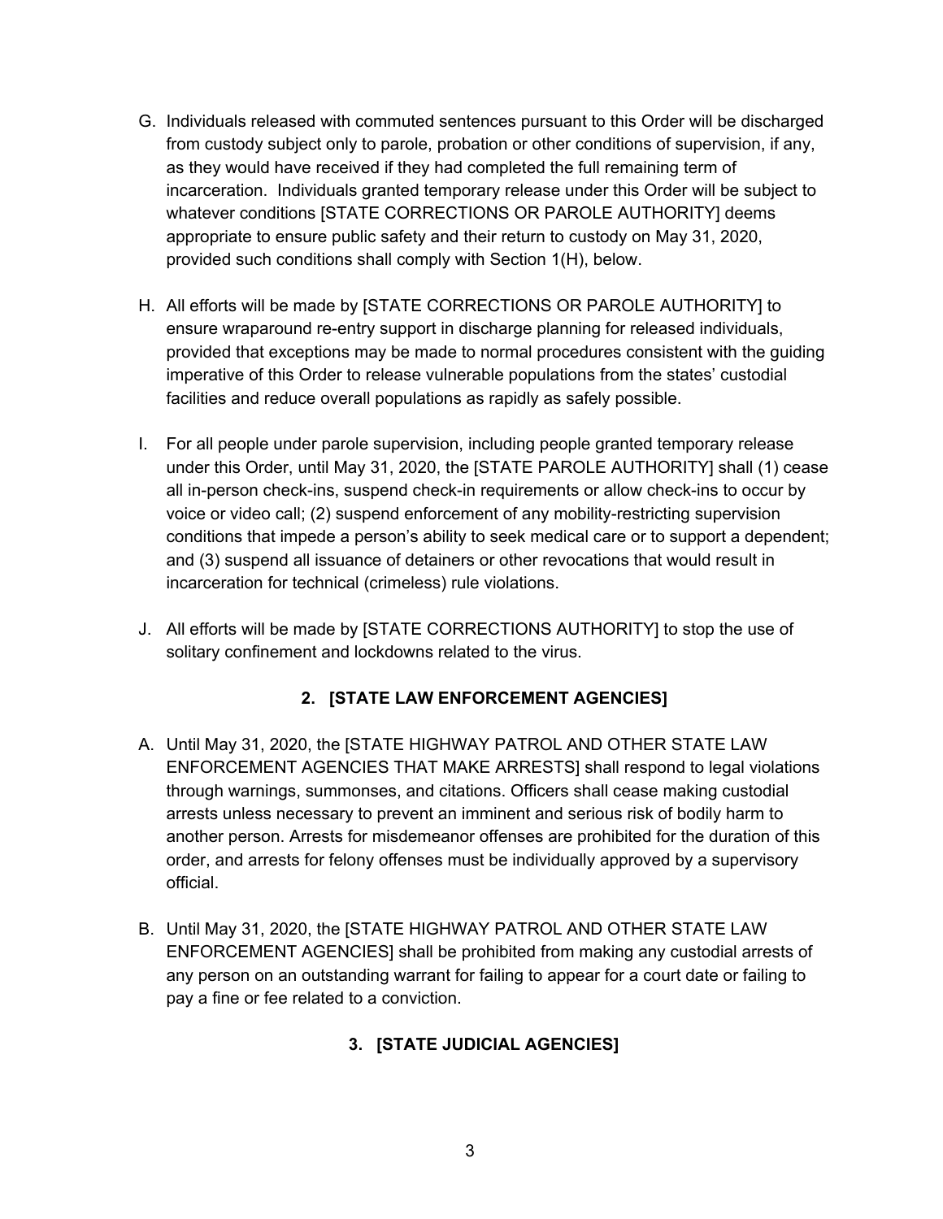G. Individuals released with commuted sentences pursuant to this Order will be discharged from custody subject only to parole, probation or other conditions of supervision, if any, as they would have received if they had completed the full remaining term of incarceration. Individuals granted temporary release under this Order will be subject to whatever conditions [STATE CORRECTIONS OR PAROLE AUTHORITY] deems appropriate to ensure public safety and their return to custody on May 31, 2020, provided such conditions shall comply with Section 1(H), below.

H. All efforts will be made by [STATE CORRECTIONS OR PAROLE AUTHORITY] to ensure wraparound re-entry support in discharge planning for released individuals, provided that exceptions may be made to normal procedures consistent with the guiding imperative of this Order to release vulnerable populations from the states' custodial facilities and reduce overall populations as rapidly as safely possible.

I. For all people under parole supervision, including people granted temporary release under this Order, until May 31, 2020, the [STATE PAROLE AUTHORITY] shall (1) cease all in-person check-ins, suspend check-in requirements or allow check-ins to occur by voice or video call; (2) suspend enforcement of any mobility-restricting supervision conditions that impede a person's ability to seek medical care or to support a dependent; and (3) suspend all issuance of detainers or other revocations that would result in incarceration for technical (crimeless) rule violations.

J. All efforts will be made by [STATE CORRECTIONS AUTHORITY] to stop the use of solitary confinement and lockdowns related to the virus.

## 2. [STATE LAW ENFORCEMENT AGENCIES]

A. Until May 31, 2020, the [STATE HIGHWAY PATROL AND OTHER STATE LAW ENFORCEMENT AGENCIES THAT MAKE ARRESTS] shall respond to legal violations through warnings, summonses, and citations. Officers shall cease making custodial arrests unless necessary to prevent an imminent and serious risk of bodily harm to another person. Arrests for misdemeanor offenses are prohibited for the duration of this order, and arrests for felony offenses must be individually approved by a supervisory official.

B. Until May 31, 2020, the [STATE HIGHWAY PATROL AND OTHER STATE LAW ENFORCEMENT AGENCIES] shall be prohibited from making any custodial arrests of any person on an outstanding warrant for failing to appear for a court date or failing to pay a fine or fee related to a conviction.

## 3. [STATE JUDICIAL AGENCIES]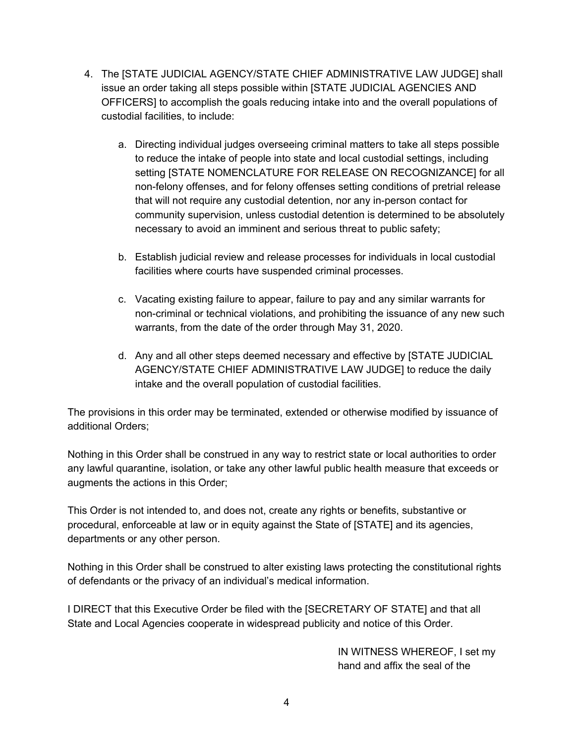4. The [STATE JUDICIAL AGENCY/STATE CHIEF ADMINISTRATIVE LAW JUDGE] shall issue an order taking all steps possible within [STATE JUDICIAL AGENCIES AND OFFICERS] to accomplish the goals reducing intake into and the overall populations of custodial facilities, to include:

   a. Directing individual judges overseeing criminal matters to take all steps possible to reduce the intake of people into state and local custodial settings, including setting [STATE NOMENCLATURE FOR RELEASE ON RECOGNIZANCE] for all non-felony offenses, and for felony offenses setting conditions of pretrial release that will not require any custodial detention, nor any in-person contact for community supervision, unless custodial detention is determined to be absolutely necessary to avoid an imminent and serious threat to public safety;

   b. Establish judicial review and release processes for individuals in local custodial facilities where courts have suspended criminal processes.

   c. Vacating existing failure to appear, failure to pay and any similar warrants for non-criminal or technical violations, and prohibiting the issuance of any new such warrants, from the date of the order through May 31, 2020.

   d. Any and all other steps deemed necessary and effective by [STATE JUDICIAL AGENCY/STATE CHIEF ADMINISTRATIVE LAW JUDGE] to reduce the daily intake and the overall population of custodial facilities.

The provisions in this order may be terminated, extended or otherwise modified by issuance of additional Orders;

Nothing in this Order shall be construed in any way to restrict state or local authorities to order any lawful quarantine, isolation, or take any other lawful public health measure that exceeds or augments the actions in this Order;

This Order is not intended to, and does not, create any rights or benefits, substantive or procedural, enforceable at law or in equity against the State of [STATE] and its agencies, departments or any other person.

Nothing in this Order shall be construed to alter existing laws protecting the constitutional rights of defendants or the privacy of an individual's medical information.

I DIRECT that this Executive Order be filed with the [SECRETARY OF STATE] and that all State and Local Agencies cooperate in widespread publicity and notice of this Order.

IN WITNESS WHEREOF, I set my hand and affix the seal of the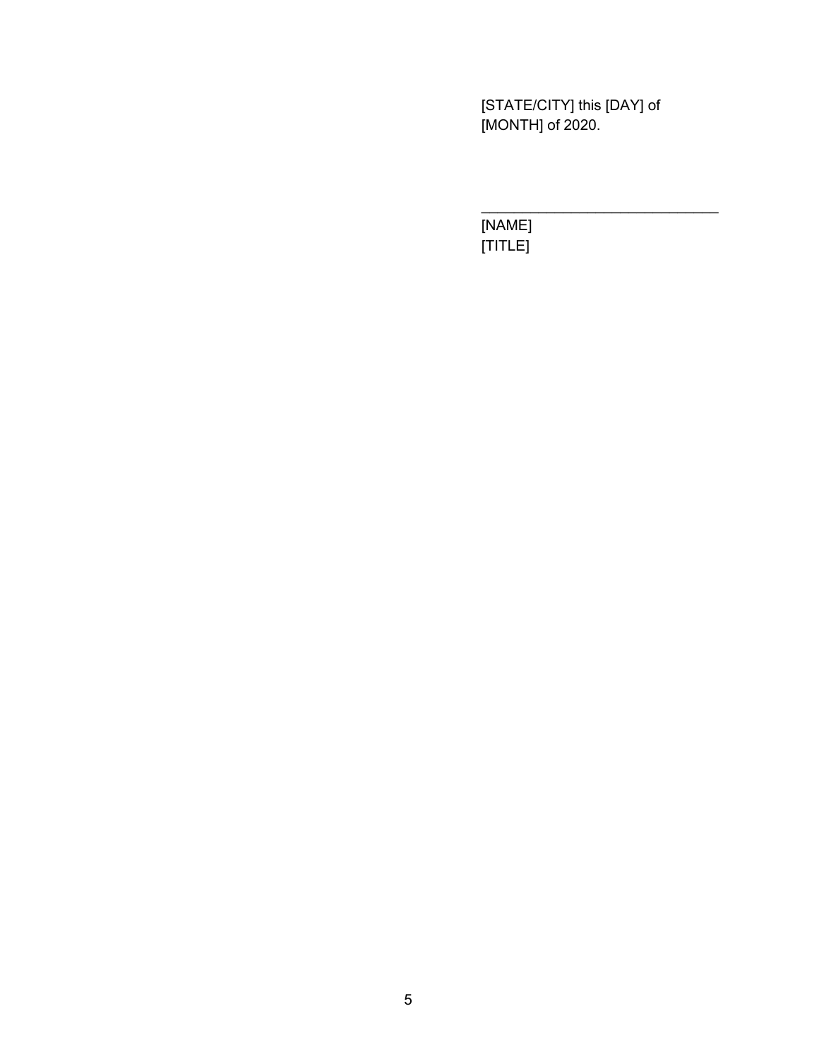[STATE/CITY] this [DAY] of
[MONTH] of 2020.

\_\_\_\_\_\_\_\_\_\_\_\_\_\_\_\_\_\_\_\_\_\_\_\_\_\_\_\_\_\_

[NAME]
[TITLE]